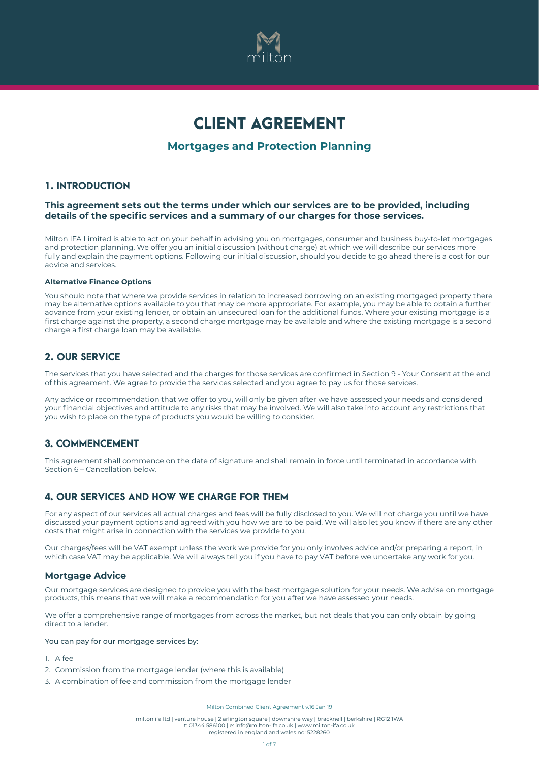# CLIENT AGREEMENT

## Mortgages and Protection Planning

## 1. INTRODUCTION

**This agreement sets out the terms under which our services are to be provided, including details of the specific services and a summary of our charges for those services.**

Milton IFA Limited is able to act on your behalf in advising you on mortgages, consumer and business buy-to-let mortgages and protection planning. We offer you an initial discussion (without charge) at which we will describe our services more fully and explain the payment options. Following our initial discussion, should you decide to go ahead there is a cost for our advice and services.

**Alternative Finance Options**

You should note that where we provide services in relation to increased borrowing on an existing mortgaged property there may be alternative options available to you that may be more appropriate. For example, you may be able to obtain a further advance from your existing lender, or obtain an unsecured loan for the additional funds. Where your existing mortgage is a first charge against the property, a second charge mortgage may be available and where the existing mortgage is a second charge a first charge loan may be available.

## 2. OUR SERVICE

The services that you have selected and the charges for those services are confirmed in Section 9 - Your Consent at the end of this agreement. We agree to provide the services selected and you agree to pay us for those services.

Any advice or recommendation that we offer to you, will only be given after we have assessed your needs and considered your financial objectives and attitude to any risks that may be involved. We will also take into account any restrictions that you wish to place on the type of products you would be willing to consider.

## 3. COMMENCEMENT

This agreement shall commence on the date of signature and shall remain in force until terminated in accordance with Section 6 – Cancellation below.

## 4. OUR SERVICES AND HOW WE CHARGE FOR THEM

For any aspect of our services all actual charges and fees will be fully disclosed to you. We will not charge you until we have discussed your payment options and agreed with you how we are to be paid. We will also let you know if there are any other costs that might arise in connection with the services we provide to you.

Our charges/fees will be VAT exempt unless the work we provide for you only involves advice and/or preparing a report, in which case VAT may be applicable. We will always tell you if you have to pay VAT before we undertake any work for you.

### Mortgage Advice

Our mortgage services are designed to provide you with the best mortgage solution for your needs. We advise on mortgage products, this means that we will make a recommendation for you after we have assessed your needs.

We offer a comprehensive range of mortgages from across the market, but not deals that you can only obtain by going direct to a lender.

You can pay for our mortgage services by:

1. A fee
2. Commission from the mortgage lender (where this is available)
3. A combination of fee and commission from the mortgage lender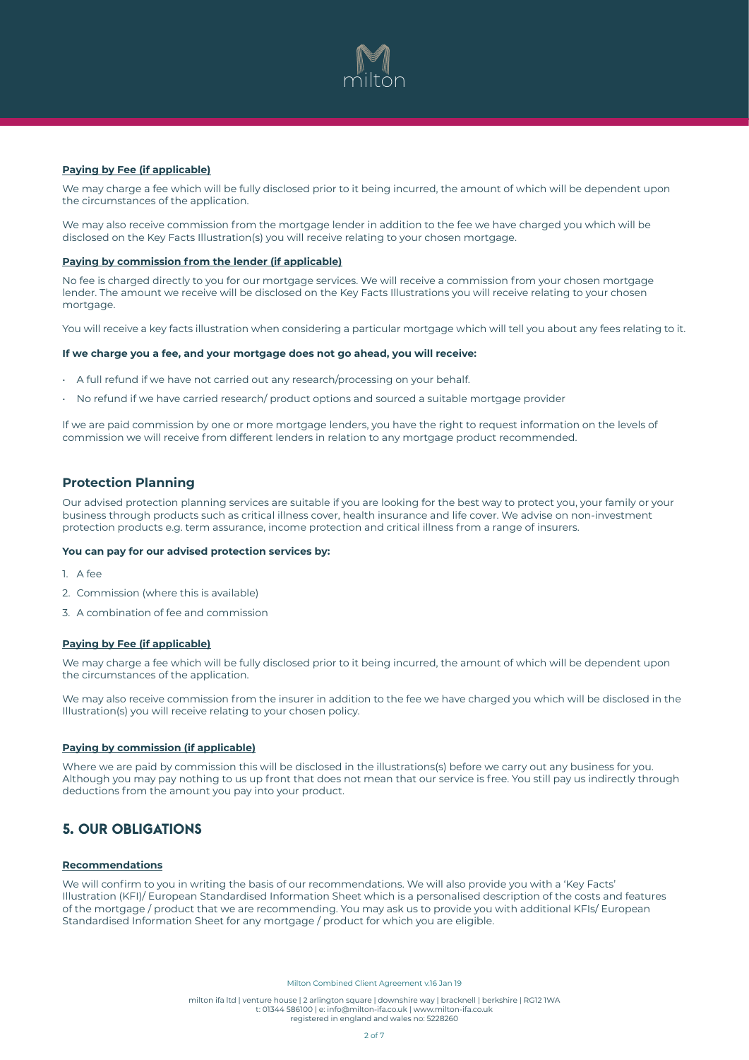**Paying by Fee (if applicable)**

We may charge a fee which will be fully disclosed prior to it being incurred, the amount of which will be dependent upon the circumstances of the application.

We may also receive commission from the mortgage lender in addition to the fee we have charged you which will be disclosed on the Key Facts Illustration(s) you will receive relating to your chosen mortgage.

**Paying by commission from the lender (if applicable)**

No fee is charged directly to you for our mortgage services. We will receive a commission from your chosen mortgage lender. The amount we receive will be disclosed on the Key Facts Illustrations you will receive relating to your chosen mortgage.

You will receive a key facts illustration when considering a particular mortgage which will tell you about any fees relating to it.

**If we charge you a fee, and your mortgage does not go ahead, you will receive:**

- A full refund if we have not carried out any research/processing on your behalf.
- No refund if we have carried research/ product options and sourced a suitable mortgage provider

If we are paid commission by one or more mortgage lenders, you have the right to request information on the levels of commission we will receive from different lenders in relation to any mortgage product recommended.

### Protection Planning

Our advised protection planning services are suitable if you are looking for the best way to protect you, your family or your business through products such as critical illness cover, health insurance and life cover. We advise on non-investment protection products e.g. term assurance, income protection and critical illness from a range of insurers.

**You can pay for our advised protection services by:**

1. A fee
2. Commission (where this is available)
3. A combination of fee and commission

**Paying by Fee (if applicable)**

We may charge a fee which will be fully disclosed prior to it being incurred, the amount of which will be dependent upon the circumstances of the application.

We may also receive commission from the insurer in addition to the fee we have charged you which will be disclosed in the Illustration(s) you will receive relating to your chosen policy.

**Paying by commission (if applicable)**

Where we are paid by commission this will be disclosed in the illustrations(s) before we carry out any business for you. Although you may pay nothing to us up front that does not mean that our service is free. You still pay us indirectly through deductions from the amount you pay into your product.

## 5. OUR OBLIGATIONS

**Recommendations**

We will confirm to you in writing the basis of our recommendations. We will also provide you with a 'Key Facts' Illustration (KFI)/ European Standardised Information Sheet which is a personalised description of the costs and features of the mortgage / product that we are recommending. You may ask us to provide you with additional KFIs/ European Standardised Information Sheet for any mortgage / product for which you are eligible.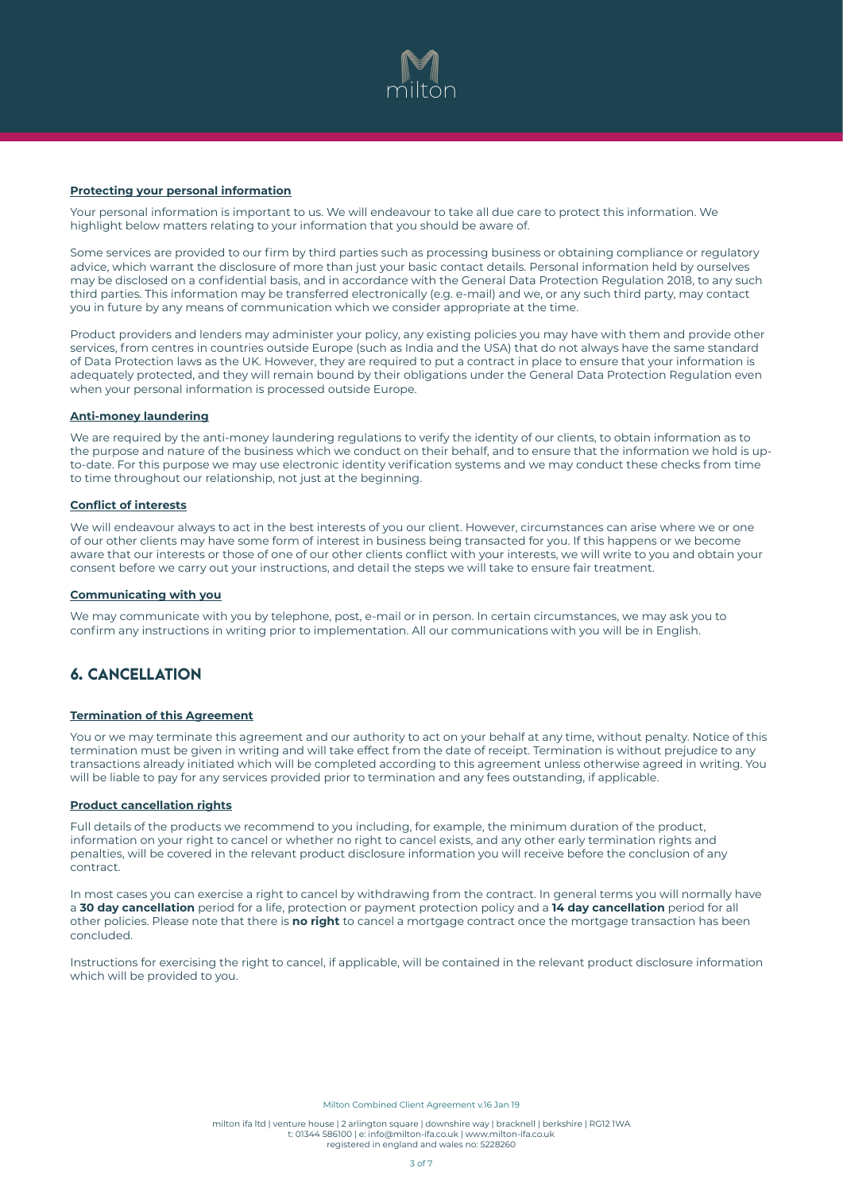**Protecting your personal information**

Your personal information is important to us. We will endeavour to take all due care to protect this information. We highlight below matters relating to your information that you should be aware of.

Some services are provided to our firm by third parties such as processing business or obtaining compliance or regulatory advice, which warrant the disclosure of more than just your basic contact details. Personal information held by ourselves may be disclosed on a confidential basis, and in accordance with the General Data Protection Regulation 2018, to any such third parties. This information may be transferred electronically (e.g. e-mail) and we, or any such third party, may contact you in future by any means of communication which we consider appropriate at the time.

Product providers and lenders may administer your policy, any existing policies you may have with them and provide other services, from centres in countries outside Europe (such as India and the USA) that do not always have the same standard of Data Protection laws as the UK. However, they are required to put a contract in place to ensure that your information is adequately protected, and they will remain bound by their obligations under the General Data Protection Regulation even when your personal information is processed outside Europe.

**Anti-money laundering**

We are required by the anti-money laundering regulations to verify the identity of our clients, to obtain information as to the purpose and nature of the business which we conduct on their behalf, and to ensure that the information we hold is up-to-date. For this purpose we may use electronic identity verification systems and we may conduct these checks from time to time throughout our relationship, not just at the beginning.

**Conflict of interests**

We will endeavour always to act in the best interests of you our client. However, circumstances can arise where we or one of our other clients may have some form of interest in business being transacted for you. If this happens or we become aware that our interests or those of one of our other clients conflict with your interests, we will write to you and obtain your consent before we carry out your instructions, and detail the steps we will take to ensure fair treatment.

**Communicating with you**

We may communicate with you by telephone, post, e-mail or in person. In certain circumstances, we may ask you to confirm any instructions in writing prior to implementation. All our communications with you will be in English.

## 6. CANCELLATION

**Termination of this Agreement**

You or we may terminate this agreement and our authority to act on your behalf at any time, without penalty. Notice of this termination must be given in writing and will take effect from the date of receipt. Termination is without prejudice to any transactions already initiated which will be completed according to this agreement unless otherwise agreed in writing. You will be liable to pay for any services provided prior to termination and any fees outstanding, if applicable.

**Product cancellation rights**

Full details of the products we recommend to you including, for example, the minimum duration of the product, information on your right to cancel or whether no right to cancel exists, and any other early termination rights and penalties, will be covered in the relevant product disclosure information you will receive before the conclusion of any contract.

In most cases you can exercise a right to cancel by withdrawing from the contract. In general terms you will normally have a **30 day cancellation** period for a life, protection or payment protection policy and a **14 day cancellation** period for all other policies. Please note that there is **no right** to cancel a mortgage contract once the mortgage transaction has been concluded.

Instructions for exercising the right to cancel, if applicable, will be contained in the relevant product disclosure information which will be provided to you.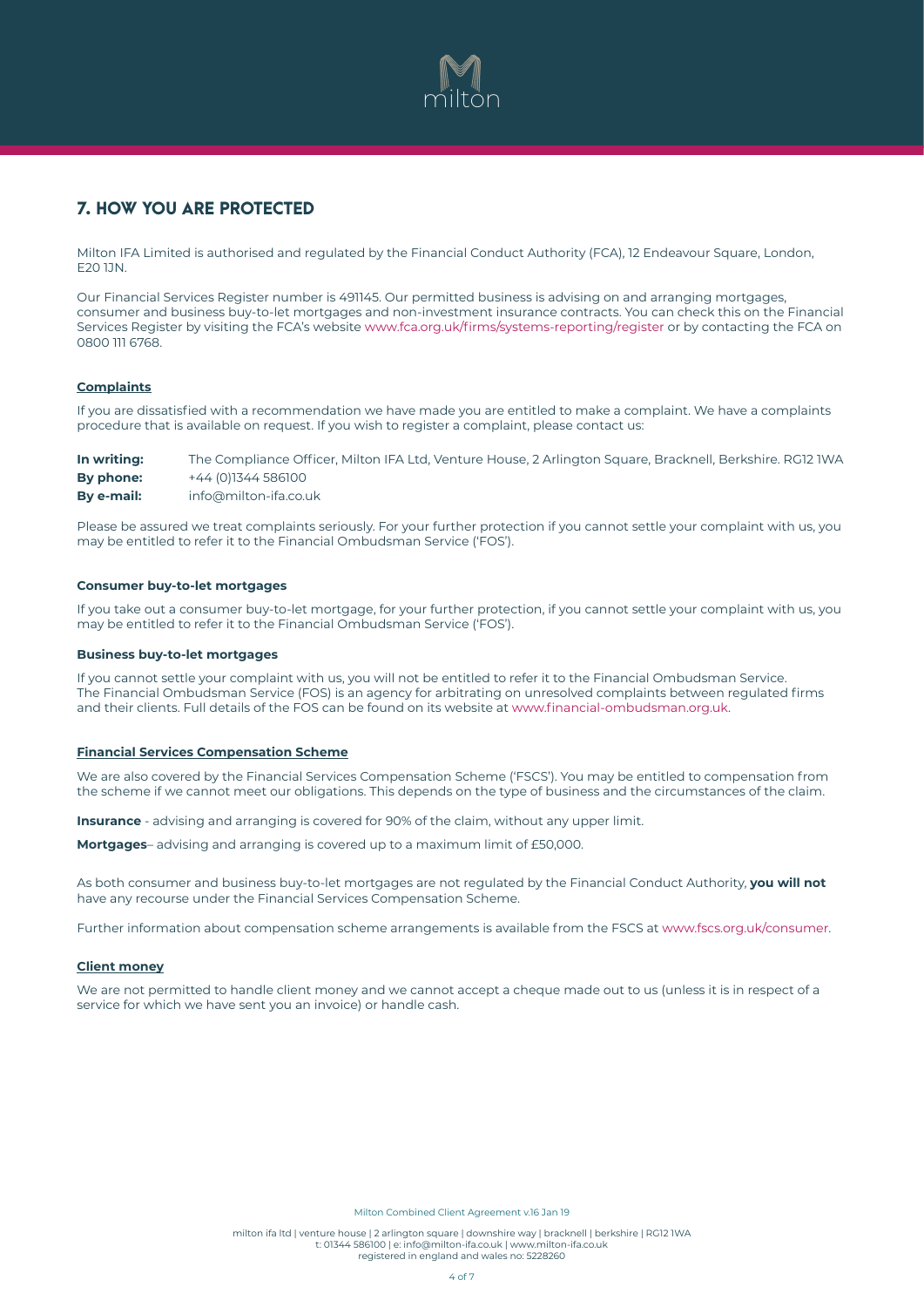## 7. HOW YOU ARE PROTECTED

Milton IFA Limited is authorised and regulated by the Financial Conduct Authority (FCA), 12 Endeavour Square, London, E20 1JN.

Our Financial Services Register number is 491145. Our permitted business is advising on and arranging mortgages, consumer and business buy-to-let mortgages and non-investment insurance contracts. You can check this on the Financial Services Register by visiting the FCA's website www.fca.org.uk/firms/systems-reporting/register or by contacting the FCA on 0800 111 6768.

**Complaints**

If you are dissatisfied with a recommendation we have made you are entitled to make a complaint. We have a complaints procedure that is available on request. If you wish to register a complaint, please contact us:

**In writing:** The Compliance Officer, Milton IFA Ltd, Venture House, 2 Arlington Square, Bracknell, Berkshire. RG12 1WA
**By phone:** +44 (0)1344 586100
**By e-mail:** info@milton-ifa.co.uk

Please be assured we treat complaints seriously. For your further protection if you cannot settle your complaint with us, you may be entitled to refer it to the Financial Ombudsman Service ('FOS').

**Consumer buy-to-let mortgages**

If you take out a consumer buy-to-let mortgage, for your further protection, if you cannot settle your complaint with us, you may be entitled to refer it to the Financial Ombudsman Service ('FOS').

**Business buy-to-let mortgages**

If you cannot settle your complaint with us, you will not be entitled to refer it to the Financial Ombudsman Service. The Financial Ombudsman Service (FOS) is an agency for arbitrating on unresolved complaints between regulated firms and their clients. Full details of the FOS can be found on its website at www.financial-ombudsman.org.uk.

**Financial Services Compensation Scheme**

We are also covered by the Financial Services Compensation Scheme ('FSCS'). You may be entitled to compensation from the scheme if we cannot meet our obligations. This depends on the type of business and the circumstances of the claim.

**Insurance** - advising and arranging is covered for 90% of the claim, without any upper limit.

**Mortgages**– advising and arranging is covered up to a maximum limit of £50,000.

As both consumer and business buy-to-let mortgages are not regulated by the Financial Conduct Authority, **you will not** have any recourse under the Financial Services Compensation Scheme.

Further information about compensation scheme arrangements is available from the FSCS at www.fscs.org.uk/consumer.

**Client money**

We are not permitted to handle client money and we cannot accept a cheque made out to us (unless it is in respect of a service for which we have sent you an invoice) or handle cash.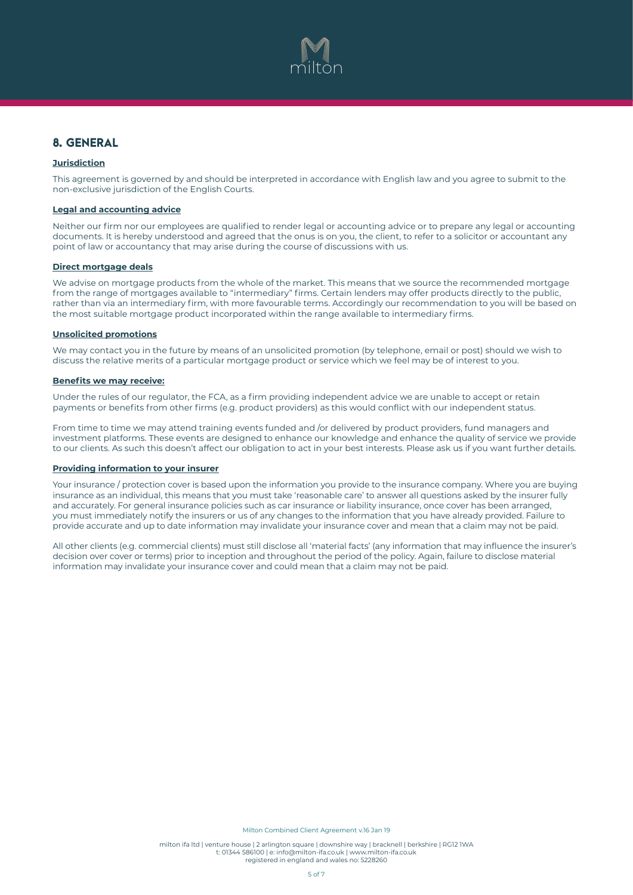## 8. GENERAL

**Jurisdiction**

This agreement is governed by and should be interpreted in accordance with English law and you agree to submit to the non-exclusive jurisdiction of the English Courts.

**Legal and accounting advice**

Neither our firm nor our employees are qualified to render legal or accounting advice or to prepare any legal or accounting documents. It is hereby understood and agreed that the onus is on you, the client, to refer to a solicitor or accountant any point of law or accountancy that may arise during the course of discussions with us.

**Direct mortgage deals**

We advise on mortgage products from the whole of the market. This means that we source the recommended mortgage from the range of mortgages available to "intermediary" firms. Certain lenders may offer products directly to the public, rather than via an intermediary firm, with more favourable terms. Accordingly our recommendation to you will be based on the most suitable mortgage product incorporated within the range available to intermediary firms.

**Unsolicited promotions**

We may contact you in the future by means of an unsolicited promotion (by telephone, email or post) should we wish to discuss the relative merits of a particular mortgage product or service which we feel may be of interest to you.

**Benefits we may receive:**

Under the rules of our regulator, the FCA, as a firm providing independent advice we are unable to accept or retain payments or benefits from other firms (e.g. product providers) as this would conflict with our independent status.

From time to time we may attend training events funded and /or delivered by product providers, fund managers and investment platforms. These events are designed to enhance our knowledge and enhance the quality of service we provide to our clients. As such this doesn't affect our obligation to act in your best interests. Please ask us if you want further details.

**Providing information to your insurer**

Your insurance / protection cover is based upon the information you provide to the insurance company. Where you are buying insurance as an individual, this means that you must take 'reasonable care' to answer all questions asked by the insurer fully and accurately. For general insurance policies such as car insurance or liability insurance, once cover has been arranged, you must immediately notify the insurers or us of any changes to the information that you have already provided. Failure to provide accurate and up to date information may invalidate your insurance cover and mean that a claim may not be paid.

All other clients (e.g. commercial clients) must still disclose all 'material facts' (any information that may influence the insurer's decision over cover or terms) prior to inception and throughout the period of the policy. Again, failure to disclose material information may invalidate your insurance cover and could mean that a claim may not be paid.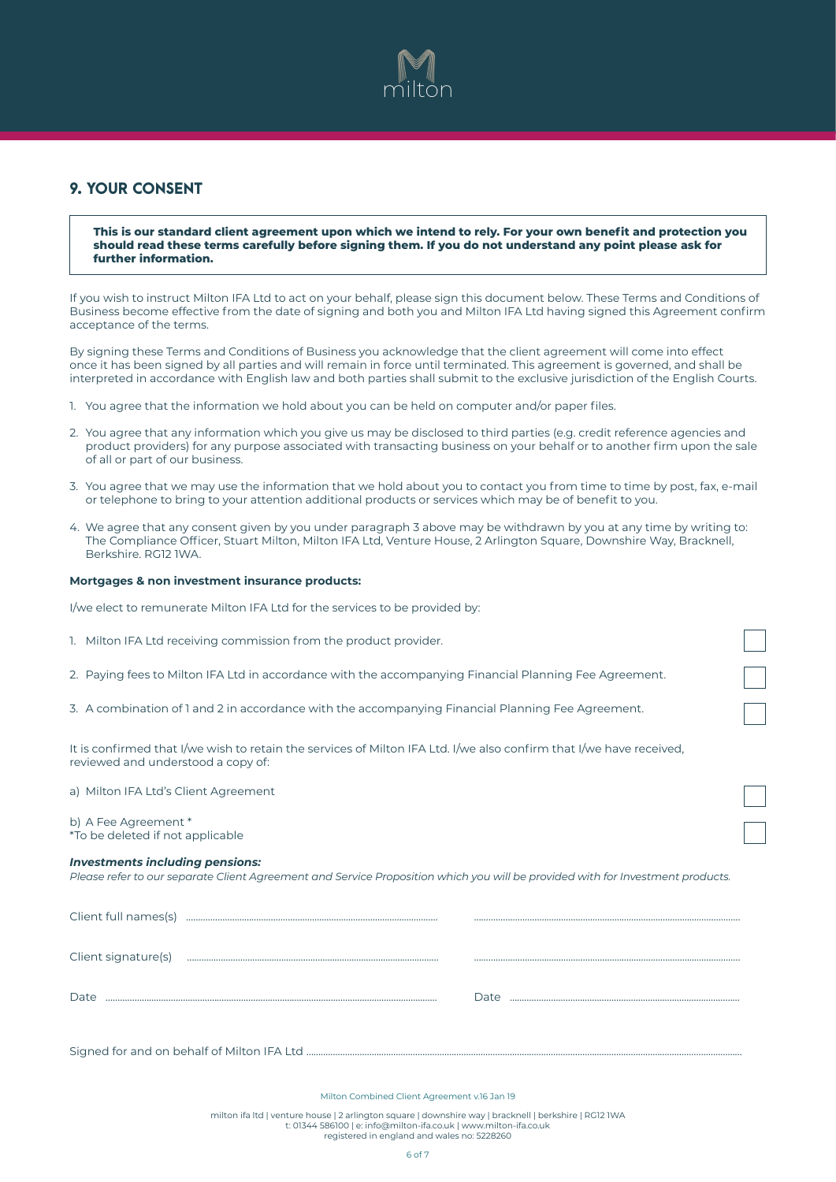## 9. YOUR CONSENT

**This is our standard client agreement upon which we intend to rely. For your own benefit and protection you should read these terms carefully before signing them. If you do not understand any point please ask for further information.**

If you wish to instruct Milton IFA Ltd to act on your behalf, please sign this document below. These Terms and Conditions of Business become effective from the date of signing and both you and Milton IFA Ltd having signed this Agreement confirm acceptance of the terms.

By signing these Terms and Conditions of Business you acknowledge that the client agreement will come into effect once it has been signed by all parties and will remain in force until terminated. This agreement is governed, and shall be interpreted in accordance with English law and both parties shall submit to the exclusive jurisdiction of the English Courts.

1. You agree that the information we hold about you can be held on computer and/or paper files.
2. You agree that any information which you give us may be disclosed to third parties (e.g. credit reference agencies and product providers) for any purpose associated with transacting business on your behalf or to another firm upon the sale of all or part of our business.
3. You agree that we may use the information that we hold about you to contact you from time to time by post, fax, e-mail or telephone to bring to your attention additional products or services which may be of benefit to you.
4. We agree that any consent given by you under paragraph 3 above may be withdrawn by you at any time by writing to: The Compliance Officer, Stuart Milton, Milton IFA Ltd, Venture House, 2 Arlington Square, Downshire Way, Bracknell, Berkshire. RG12 1WA.

**Mortgages & non investment insurance products:**

I/we elect to remunerate Milton IFA Ltd for the services to be provided by:

1. Milton IFA Ltd receiving commission from the product provider. ☐
2. Paying fees to Milton IFA Ltd in accordance with the accompanying Financial Planning Fee Agreement. ☐
3. A combination of 1 and 2 in accordance with the accompanying Financial Planning Fee Agreement. ☐

It is confirmed that I/we wish to retain the services of Milton IFA Ltd. I/we also confirm that I/we have received, reviewed and understood a copy of:

a) Milton IFA Ltd's Client Agreement ☐

b) A Fee Agreement *
*To be deleted if not applicable ☐

***Investments including pensions:***
*Please refer to our separate Client Agreement and Service Proposition which you will be provided with for Investment products.*

Client full names(s) .................................................... ....................................................

Client signature(s) .................................................... ....................................................

Date .................................................... Date ....................................................

Signed for and on behalf of Milton IFA Ltd ....................................................

Milton Combined Client Agreement v.16 Jan 19

milton ifa ltd | venture house | 2 arlington square | downshire way | bracknell | berkshire | RG12 1WA
t: 01344 586100 | e: info@milton-ifa.co.uk | www.milton-ifa.co.uk
registered in england and wales no: 5228260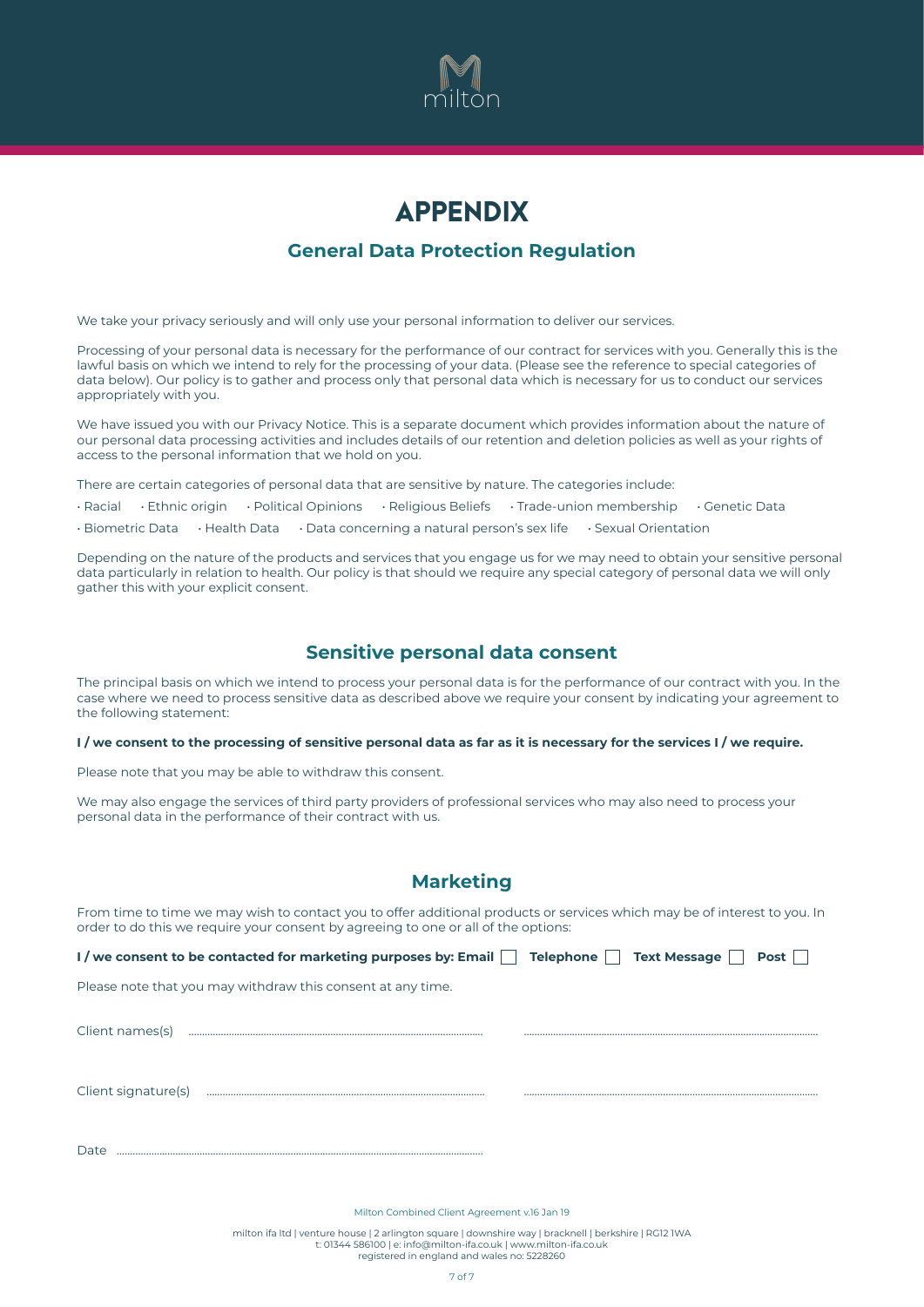# APPENDIX

## General Data Protection Regulation

We take your privacy seriously and will only use your personal information to deliver our services.

Processing of your personal data is necessary for the performance of our contract for services with you. Generally this is the lawful basis on which we intend to rely for the processing of your data. (Please see the reference to special categories of data below). Our policy is to gather and process only that personal data which is necessary for us to conduct our services appropriately with you.

We have issued you with our Privacy Notice. This is a separate document which provides information about the nature of our personal data processing activities and includes details of our retention and deletion policies as well as your rights of access to the personal information that we hold on you.

There are certain categories of personal data that are sensitive by nature. The categories include:

- Racial
- Ethnic origin
- Political Opinions
- Religious Beliefs
- Trade-union membership
- Genetic Data
- Biometric Data
- Health Data
- Data concerning a natural person's sex life
- Sexual Orientation

Depending on the nature of the products and services that you engage us for we may need to obtain your sensitive personal data particularly in relation to health. Our policy is that should we require any special category of personal data we will only gather this with your explicit consent.

## Sensitive personal data consent

The principal basis on which we intend to process your personal data is for the performance of our contract with you. In the case where we need to process sensitive data as described above we require your consent by indicating your agreement to the following statement:

**I / we consent to the processing of sensitive personal data as far as it is necessary for the services I / we require.**

Please note that you may be able to withdraw this consent.

We may also engage the services of third party providers of professional services who may also need to process your personal data in the performance of their contract with us.

## Marketing

From time to time we may wish to contact you to offer additional products or services which may be of interest to you. In order to do this we require your consent by agreeing to one or all of the options:

**I / we consent to be contacted for marketing purposes by: Email** ☐ **Telephone** ☐ **Text Message** ☐ **Post** ☐

Please note that you may withdraw this consent at any time.

Client names(s) .................................................... ....................................................

Client signature(s) .................................................... ....................................................

Date ....................................................

Milton Combined Client Agreement v.16 Jan 19

milton ifa ltd | venture house | 2 arlington square | downshire way | bracknell | berkshire | RG12 1WA
t: 01344 586100 | e: info@milton-ifa.co.uk | www.milton-ifa.co.uk
registered in england and wales no: 5228260